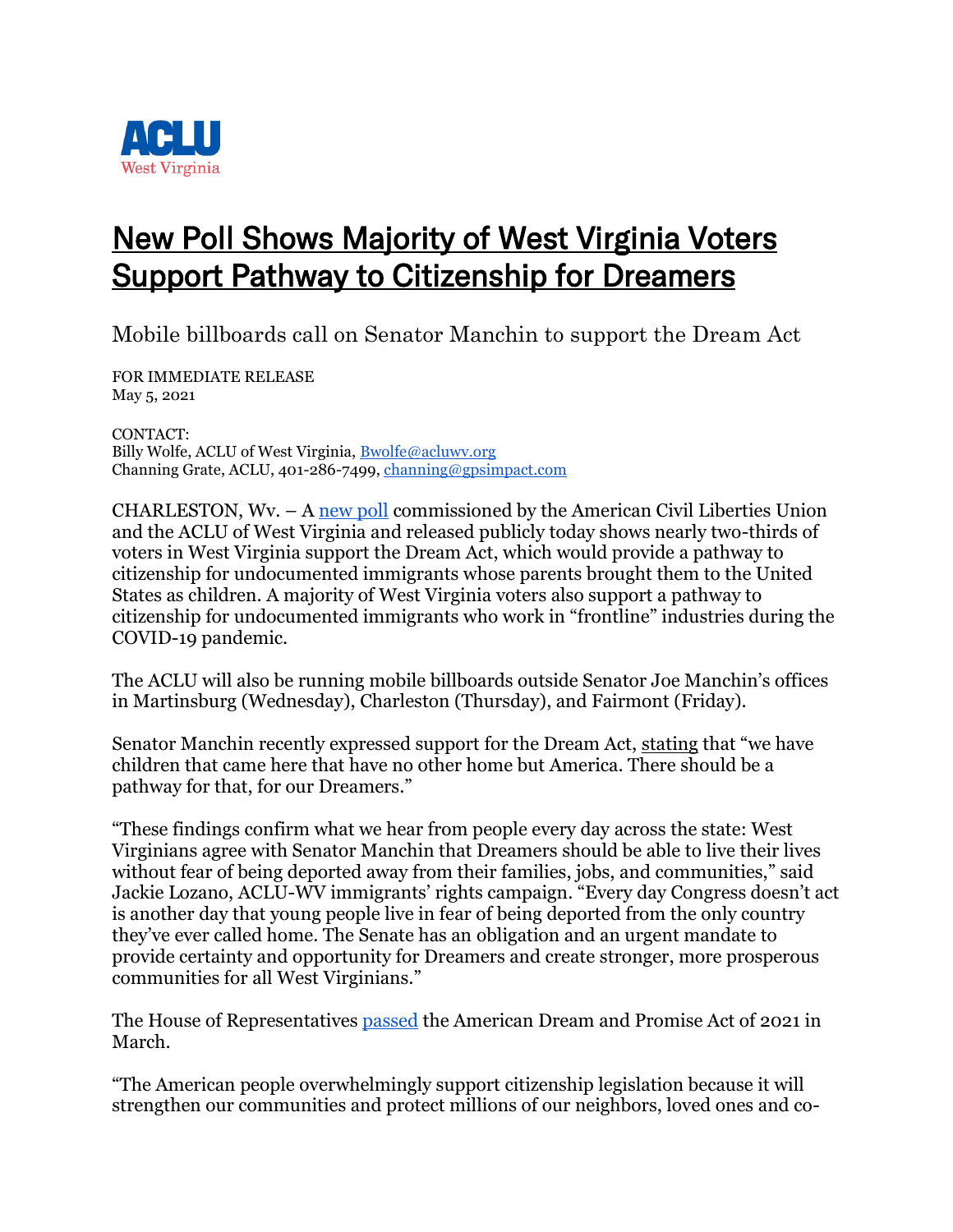ACLU
West Virginia

# New Poll Shows Majority of West Virginia Voters Support Pathway to Citizenship for Dreamers

## Mobile billboards call on Senator Manchin to support the Dream Act

FOR IMMEDIATE RELEASE
May 5, 2021

CONTACT:
Billy Wolfe, ACLU of West Virginia, Bwolfe@acluwv.org
Channing Grate, ACLU, 401-286-7499, channing@gpsimpact.com

CHARLESTON, Wv. – A new poll commissioned by the American Civil Liberties Union and the ACLU of West Virginia and released publicly today shows nearly two-thirds of voters in West Virginia support the Dream Act, which would provide a pathway to citizenship for undocumented immigrants whose parents brought them to the United States as children. A majority of West Virginia voters also support a pathway to citizenship for undocumented immigrants who work in "frontline" industries during the COVID-19 pandemic.

The ACLU will also be running mobile billboards outside Senator Joe Manchin's offices in Martinsburg (Wednesday), Charleston (Thursday), and Fairmont (Friday).

Senator Manchin recently expressed support for the Dream Act, stating that "we have children that came here that have no other home but America. There should be a pathway for that, for our Dreamers."

"These findings confirm what we hear from people every day across the state: West Virginians agree with Senator Manchin that Dreamers should be able to live their lives without fear of being deported away from their families, jobs, and communities," said Jackie Lozano, ACLU-WV immigrants' rights campaign. "Every day Congress doesn't act is another day that young people live in fear of being deported from the only country they've ever called home. The Senate has an obligation and an urgent mandate to provide certainty and opportunity for Dreamers and create stronger, more prosperous communities for all West Virginians."

The House of Representatives passed the American Dream and Promise Act of 2021 in March.

"The American people overwhelmingly support citizenship legislation because it will strengthen our communities and protect millions of our neighbors, loved ones and co-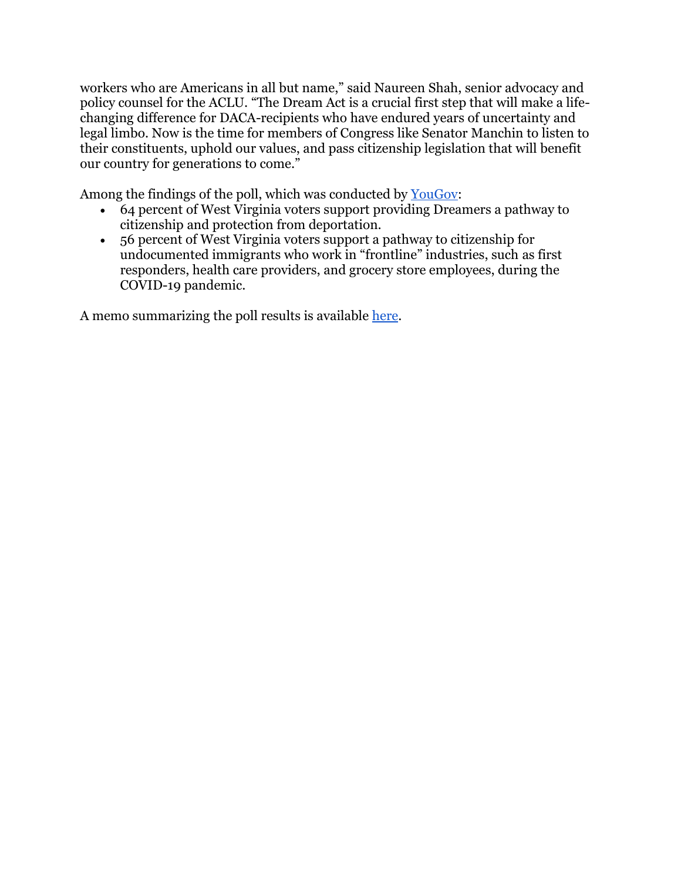workers who are Americans in all but name," said Naureen Shah, senior advocacy and policy counsel for the ACLU. "The Dream Act is a crucial first step that will make a life-changing difference for DACA-recipients who have endured years of uncertainty and legal limbo. Now is the time for members of Congress like Senator Manchin to listen to their constituents, uphold our values, and pass citizenship legislation that will benefit our country for generations to come."

Among the findings of the poll, which was conducted by [YouGov](YouGov):

- 64 percent of West Virginia voters support providing Dreamers a pathway to citizenship and protection from deportation.
- 56 percent of West Virginia voters support a pathway to citizenship for undocumented immigrants who work in "frontline" industries, such as first responders, health care providers, and grocery store employees, during the COVID-19 pandemic.

A memo summarizing the poll results is available [here](here).